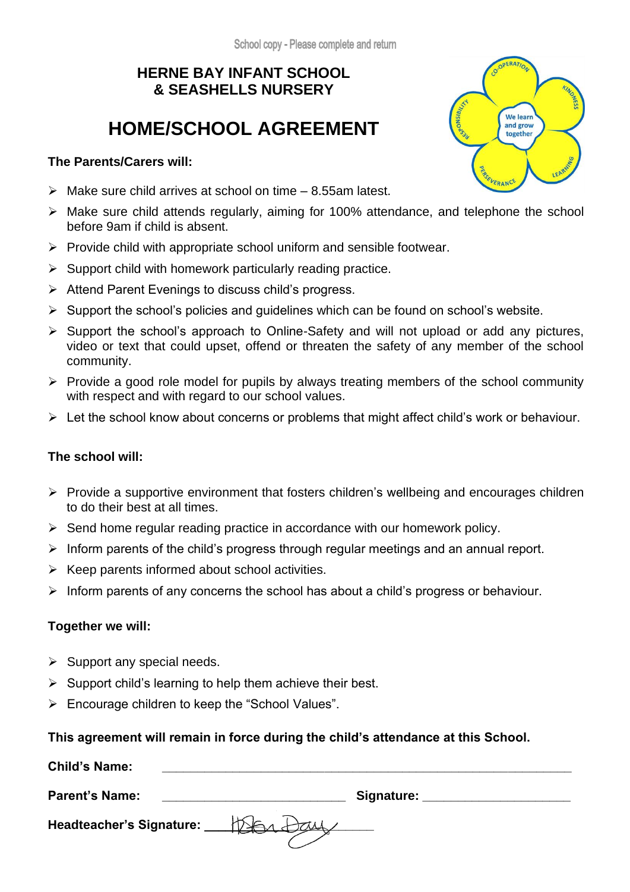School copy - Please complete and return

**HERNE BAY INFANT SCHOOL**
**& SEASHELLS NURSERY**

# HOME/SCHOOL AGREEMENT

**The Parents/Carers will:**

- Make sure child arrives at school on time – 8.55am latest.
- Make sure child attends regularly, aiming for 100% attendance, and telephone the school before 9am if child is absent.
- Provide child with appropriate school uniform and sensible footwear.
- Support child with homework particularly reading practice.
- Attend Parent Evenings to discuss child's progress.
- Support the school's policies and guidelines which can be found on school's website.
- Support the school's approach to Online-Safety and will not upload or add any pictures, video or text that could upset, offend or threaten the safety of any member of the school community.
- Provide a good role model for pupils by always treating members of the school community with respect and with regard to our school values.
- Let the school know about concerns or problems that might affect child's work or behaviour.

**The school will:**

- Provide a supportive environment that fosters children's wellbeing and encourages children to do their best at all times.
- Send home regular reading practice in accordance with our homework policy.
- Inform parents of the child's progress through regular meetings and an annual report.
- Keep parents informed about school activities.
- Inform parents of any concerns the school has about a child's progress or behaviour.

**Together we will:**

- Support any special needs.
- Support child's learning to help them achieve their best.
- Encourage children to keep the "School Values".

**This agreement will remain in force during the child's attendance at this School.**

**Child's Name:** ______________________________

**Parent's Name:** ______________________ **Signature:** ______________________

**Headteacher's Signature:** ______________________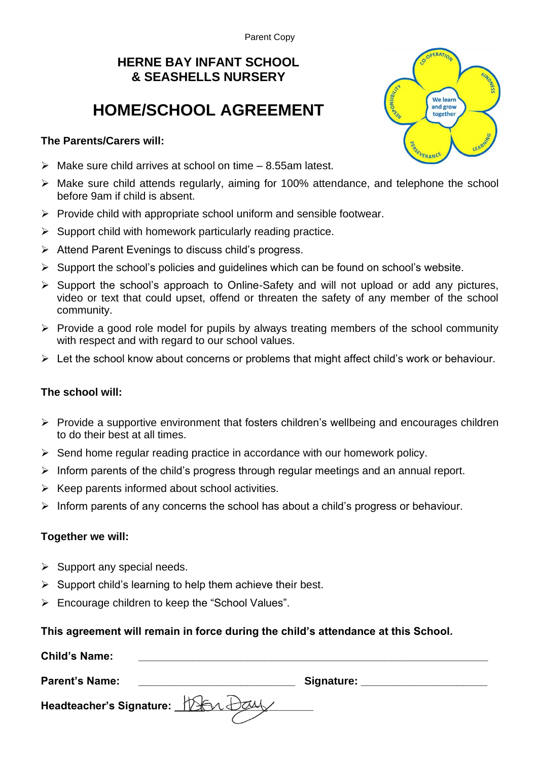Parent Copy

**HERNE BAY INFANT SCHOOL**
**& SEASHELLS NURSERY**

# HOME/SCHOOL AGREEMENT

**The Parents/Carers will:**

- Make sure child arrives at school on time – 8.55am latest.
- Make sure child attends regularly, aiming for 100% attendance, and telephone the school before 9am if child is absent.
- Provide child with appropriate school uniform and sensible footwear.
- Support child with homework particularly reading practice.
- Attend Parent Evenings to discuss child's progress.
- Support the school's policies and guidelines which can be found on school's website.
- Support the school's approach to Online-Safety and will not upload or add any pictures, video or text that could upset, offend or threaten the safety of any member of the school community.
- Provide a good role model for pupils by always treating members of the school community with respect and with regard to our school values.
- Let the school know about concerns or problems that might affect child's work or behaviour.

**The school will:**

- Provide a supportive environment that fosters children's wellbeing and encourages children to do their best at all times.
- Send home regular reading practice in accordance with our homework policy.
- Inform parents of the child's progress through regular meetings and an annual report.
- Keep parents informed about school activities.
- Inform parents of any concerns the school has about a child's progress or behaviour.

**Together we will:**

- Support any special needs.
- Support child's learning to help them achieve their best.
- Encourage children to keep the "School Values".

**This agreement will remain in force during the child's attendance at this School.**

**Child's Name:** ____________________________________________

**Parent's Name:** __________________________ **Signature:** ____________________

**Headteacher's Signature:** ____________________